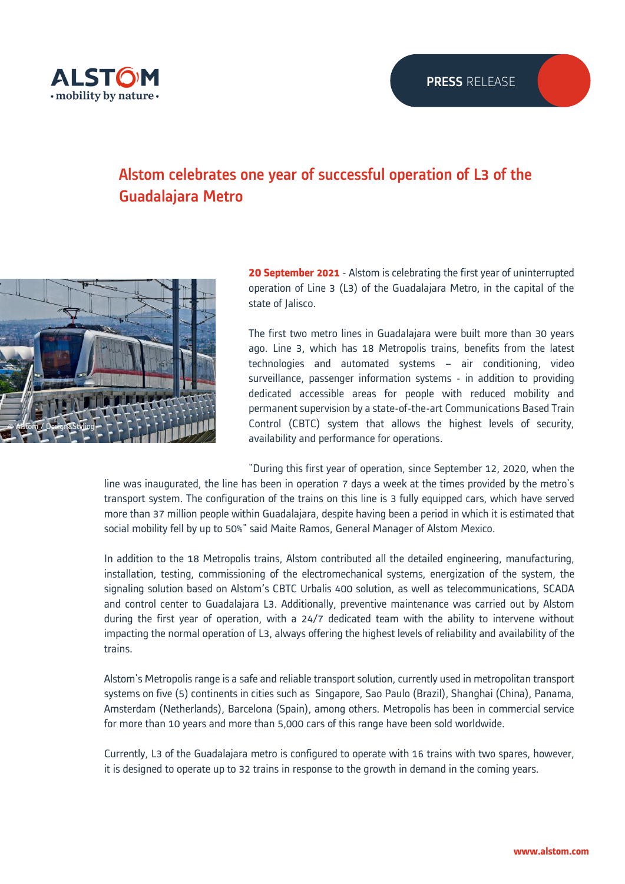ALSTOM
• mobility by nature •

**PRESS** RELEASE

# Alstom celebrates one year of successful operation of L3 of the Guadalajara Metro

© Alstom / Design&Styling

**20 September 2021** - Alstom is celebrating the first year of uninterrupted operation of Line 3 (L3) of the Guadalajara Metro, in the capital of the state of Jalisco.

The first two metro lines in Guadalajara were built more than 30 years ago. Line 3, which has 18 Metropolis trains, benefits from the latest technologies and automated systems – air conditioning, video surveillance, passenger information systems - in addition to providing dedicated accessible areas for people with reduced mobility and permanent supervision by a state-of-the-art Communications Based Train Control (CBTC) system that allows the highest levels of security, availability and performance for operations.

"During this first year of operation, since September 12, 2020, when the line was inaugurated, the line has been in operation 7 days a week at the times provided by the metro's transport system. The configuration of the trains on this line is 3 fully equipped cars, which have served more than 37 million people within Guadalajara, despite having been a period in which it is estimated that social mobility fell by up to 50%" said Maite Ramos, General Manager of Alstom Mexico.

In addition to the 18 Metropolis trains, Alstom contributed all the detailed engineering, manufacturing, installation, testing, commissioning of the electromechanical systems, energization of the system, the signaling solution based on Alstom's CBTC Urbalis 400 solution, as well as telecommunications, SCADA and control center to Guadalajara L3. Additionally, preventive maintenance was carried out by Alstom during the first year of operation, with a 24/7 dedicated team with the ability to intervene without impacting the normal operation of L3, always offering the highest levels of reliability and availability of the trains.

Alstom's Metropolis range is a safe and reliable transport solution, currently used in metropolitan transport systems on five (5) continents in cities such as Singapore, Sao Paulo (Brazil), Shanghai (China), Panama, Amsterdam (Netherlands), Barcelona (Spain), among others. Metropolis has been in commercial service for more than 10 years and more than 5,000 cars of this range have been sold worldwide.

Currently, L3 of the Guadalajara metro is configured to operate with 16 trains with two spares, however, it is designed to operate up to 32 trains in response to the growth in demand in the coming years.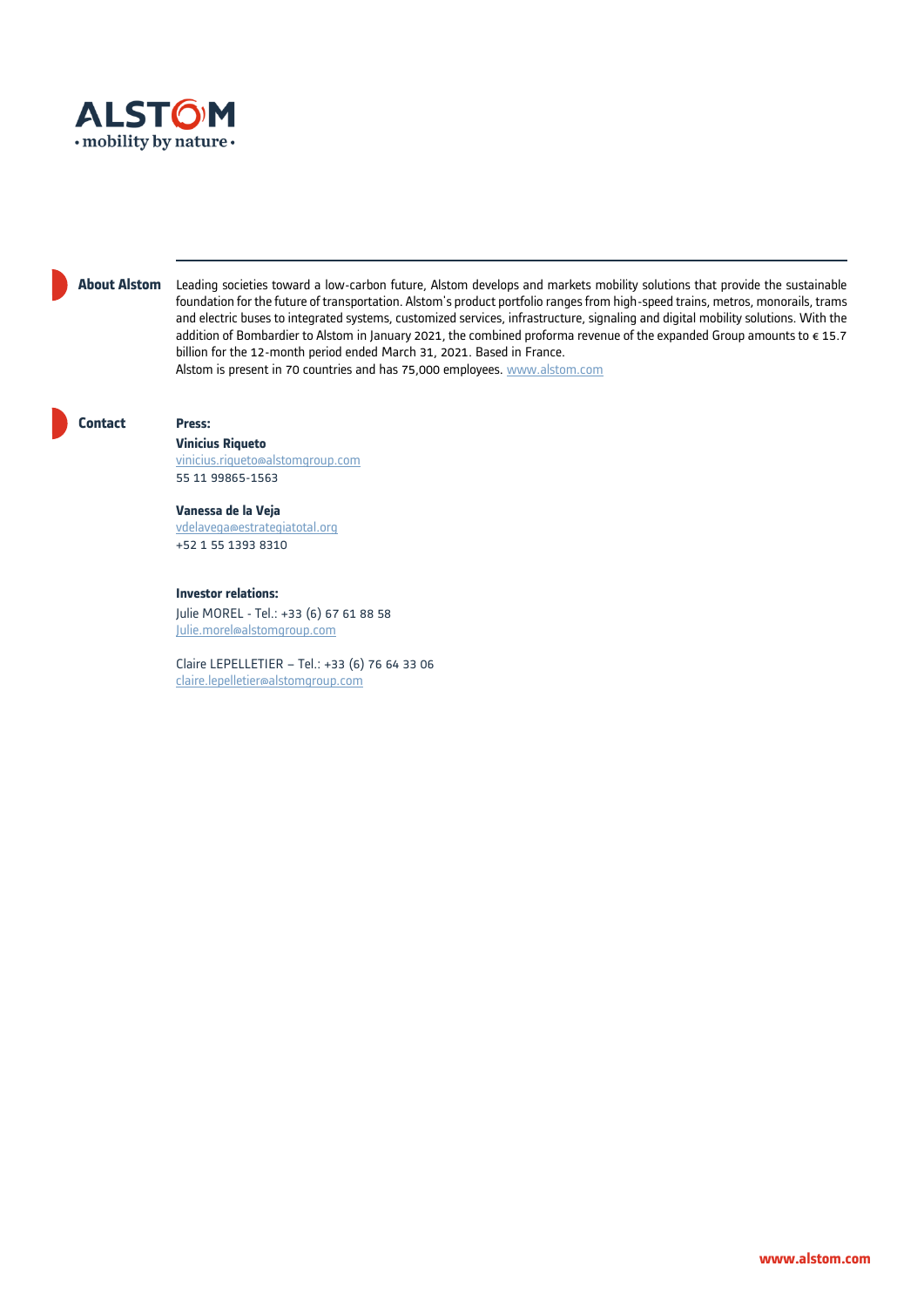**About Alstom**

Leading societies toward a low-carbon future, Alstom develops and markets mobility solutions that provide the sustainable foundation for the future of transportation. Alstom's product portfolio ranges from high-speed trains, metros, monorails, trams and electric buses to integrated systems, customized services, infrastructure, signaling and digital mobility solutions. With the addition of Bombardier to Alstom in January 2021, the combined proforma revenue of the expanded Group amounts to € 15.7 billion for the 12-month period ended March 31, 2021. Based in France.
Alstom is present in 70 countries and has 75,000 employees. www.alstom.com

**Contact**

**Press:**

**Vinicius Riqueto**
vinicius.riqueto@alstomgroup.com
55 11 99865-1563

**Vanessa de la Veja**
vdelavega@estrategiatotal.org
+52 1 55 1393 8310

**Investor relations:**

Julie MOREL - Tel.: +33 (6) 67 61 88 58
Julie.morel@alstomgroup.com

Claire LEPELLETIER – Tel.: +33 (6) 76 64 33 06
claire.lepelletier@alstomgroup.com